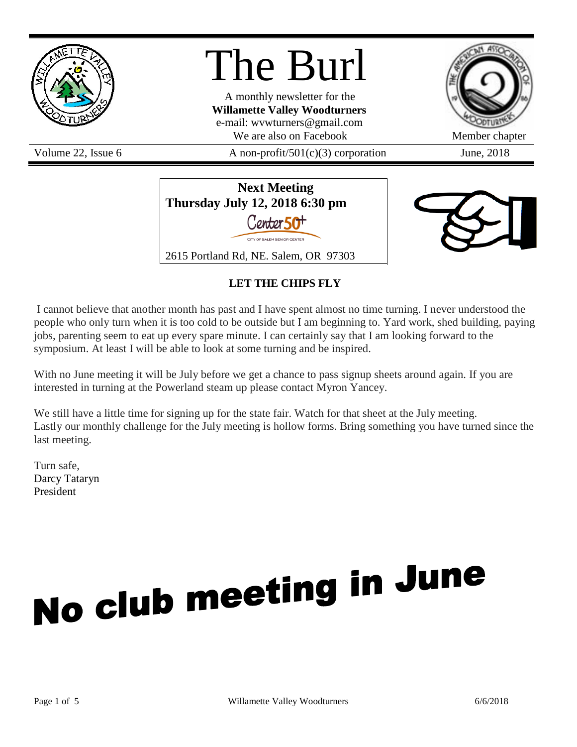# The Burl

A monthly newsletter for the
**Willamette Valley Woodturners**
e-mail: wvwturners@gmail.com
We are also on Facebook

Member chapter

Volume 22, Issue 6 | A non-profit/501(c)(3) corporation | June, 2018

**Next Meeting**
**Thursday July 12, 2018 6:30 pm**

Center 50+
CITY OF SALEM SENIOR CENTER

2615 Portland Rd, NE. Salem, OR 97303

## LET THE CHIPS FLY

I cannot believe that another month has past and I have spent almost no time turning. I never understood the people who only turn when it is too cold to be outside but I am beginning to. Yard work, shed building, paying jobs, parenting seem to eat up every spare minute. I can certainly say that I am looking forward to the symposium. At least I will be able to look at some turning and be inspired.

With no June meeting it will be July before we get a chance to pass signup sheets around again. If you are interested in turning at the Powerland steam up please contact Myron Yancey.

We still have a little time for signing up for the state fair. Watch for that sheet at the July meeting.
Lastly our monthly challenge for the July meeting is hollow forms. Bring something you have turned since the last meeting.

Turn safe,
Darcy Tataryn
President

# No club meeting in June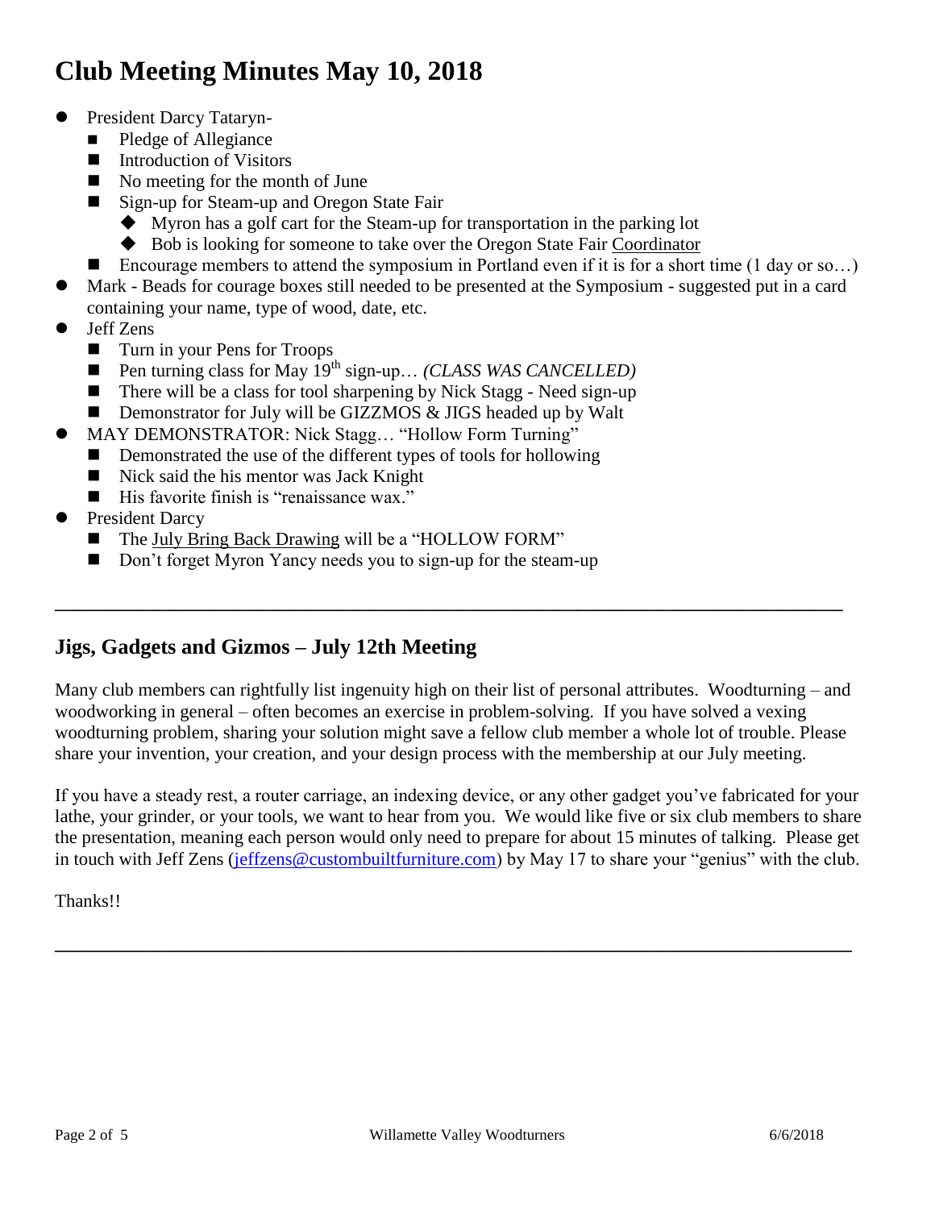# Club Meeting Minutes May 10, 2018

- President Darcy Tataryn-
  - Pledge of Allegiance
  - Introduction of Visitors
  - No meeting for the month of June
  - Sign-up for Steam-up and Oregon State Fair
    - Myron has a golf cart for the Steam-up for transportation in the parking lot
    - Bob is looking for someone to take over the Oregon State Fair Coordinator
  - Encourage members to attend the symposium in Portland even if it is for a short time (1 day or so…)
- Mark - Beads for courage boxes still needed to be presented at the Symposium - suggested put in a card containing your name, type of wood, date, etc.
- Jeff Zens
  - Turn in your Pens for Troops
  - Pen turning class for May 19th sign-up… *(CLASS WAS CANCELLED)*
  - There will be a class for tool sharpening by Nick Stagg - Need sign-up
  - Demonstrator for July will be GIZZMOS & JIGS headed up by Walt
- MAY DEMONSTRATOR: Nick Stagg… "Hollow Form Turning"
  - Demonstrated the use of the different types of tools for hollowing
  - Nick said the his mentor was Jack Knight
  - His favorite finish is "renaissance wax."
- President Darcy
  - The July Bring Back Drawing will be a "HOLLOW FORM"
  - Don't forget Myron Yancy needs you to sign-up for the steam-up

---

## Jigs, Gadgets and Gizmos – July 12th Meeting

Many club members can rightfully list ingenuity high on their list of personal attributes. Woodturning – and woodworking in general – often becomes an exercise in problem-solving. If you have solved a vexing woodturning problem, sharing your solution might save a fellow club member a whole lot of trouble. Please share your invention, your creation, and your design process with the membership at our July meeting.

If you have a steady rest, a router carriage, an indexing device, or any other gadget you've fabricated for your lathe, your grinder, or your tools, we want to hear from you. We would like five or six club members to share the presentation, meaning each person would only need to prepare for about 15 minutes of talking. Please get in touch with Jeff Zens (jeffzens@custombuiltfurniture.com) by May 17 to share your "genius" with the club.

Thanks!!

---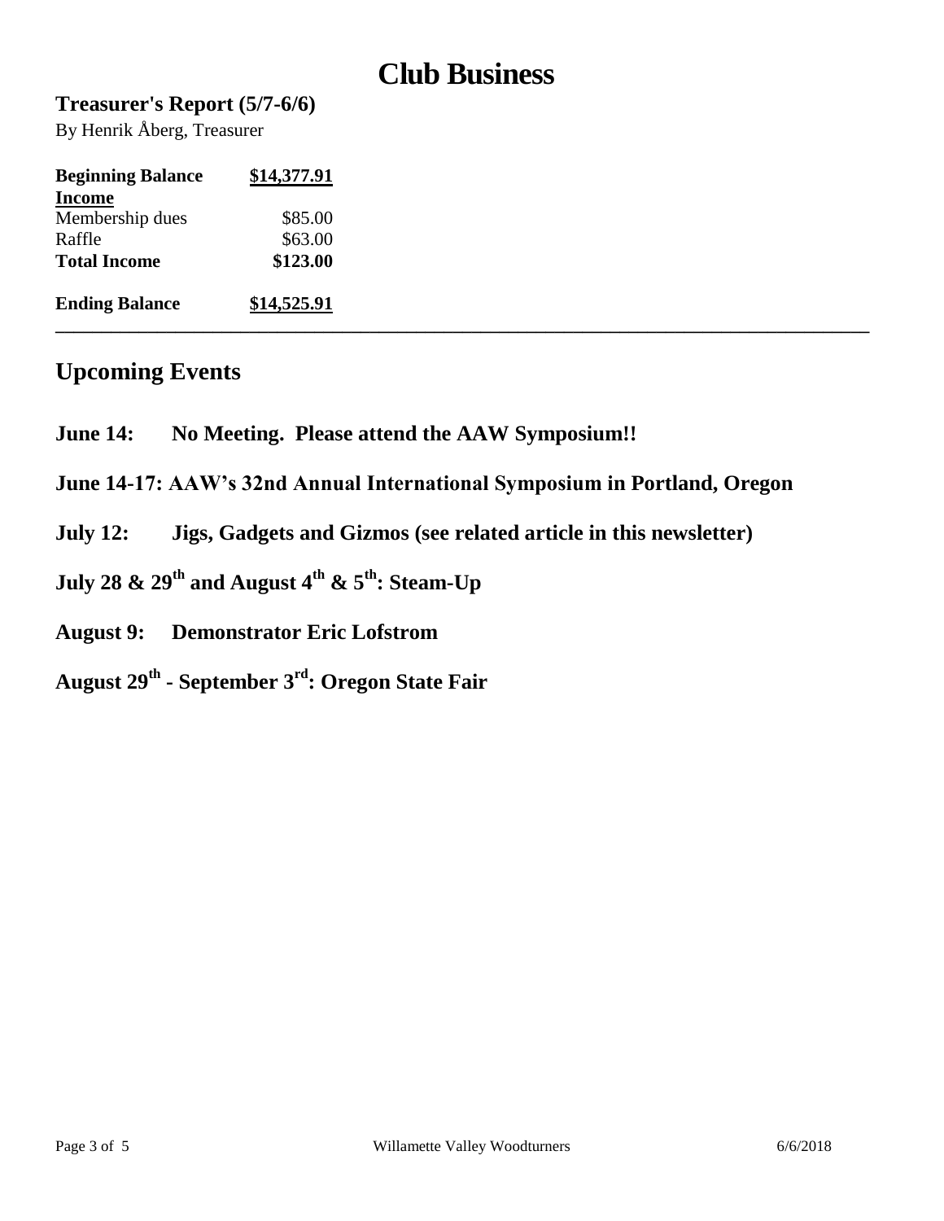# Club Business

## Treasurer's Report (5/7-6/6)

By Henrik Åberg, Treasurer

| **Beginning Balance** | **$14,377.91** |
|---|---|
| **Income** | |
| Membership dues | $85.00 |
| Raffle | $63.00 |
| **Total Income** | **$123.00** |
| **Ending Balance** | **$14,525.91** |

---

## Upcoming Events

**June 14: No Meeting. Please attend the AAW Symposium!!**

**June 14-17: AAW's 32nd Annual International Symposium in Portland, Oregon**

**July 12: Jigs, Gadgets and Gizmos (see related article in this newsletter)**

**July 28 & 29th and August 4th & 5th: Steam-Up**

**August 9: Demonstrator Eric Lofstrom**

**August 29th - September 3rd: Oregon State Fair**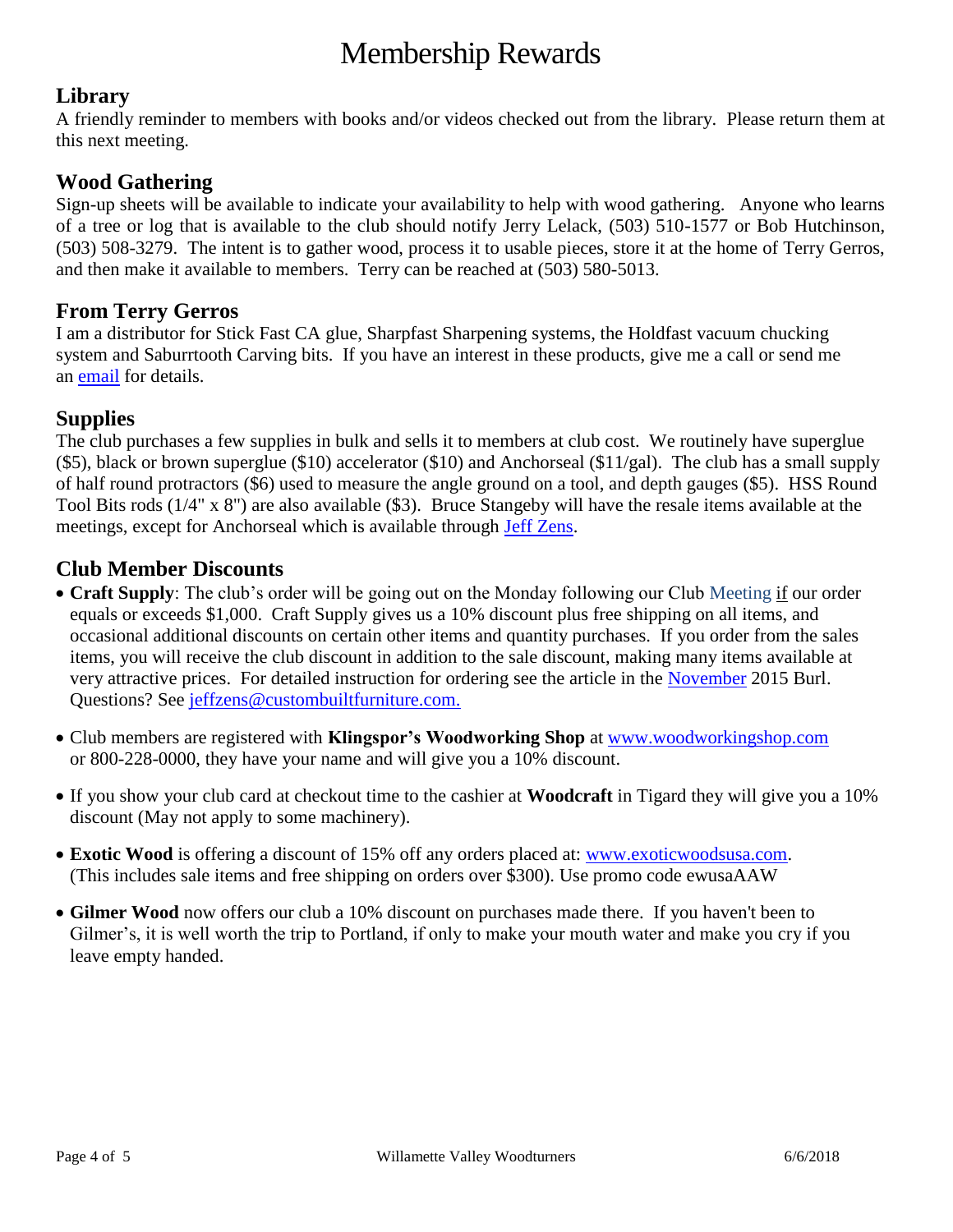# Membership Rewards

## Library

A friendly reminder to members with books and/or videos checked out from the library. Please return them at this next meeting.

## Wood Gathering

Sign-up sheets will be available to indicate your availability to help with wood gathering. Anyone who learns of a tree or log that is available to the club should notify Jerry Lelack, (503) 510-1577 or Bob Hutchinson, (503) 508-3279. The intent is to gather wood, process it to usable pieces, store it at the home of Terry Gerros, and then make it available to members. Terry can be reached at (503) 580-5013.

## From Terry Gerros

I am a distributor for Stick Fast CA glue, Sharpfast Sharpening systems, the Holdfast vacuum chucking system and Saburrtooth Carving bits. If you have an interest in these products, give me a call or send me an email for details.

## Supplies

The club purchases a few supplies in bulk and sells it to members at club cost. We routinely have superglue ($5), black or brown superglue ($10) accelerator ($10) and Anchorseal ($11/gal). The club has a small supply of half round protractors ($6) used to measure the angle ground on a tool, and depth gauges ($5). HSS Round Tool Bits rods (1/4" x 8") are also available ($3). Bruce Stangeby will have the resale items available at the meetings, except for Anchorseal which is available through Jeff Zens.

## Club Member Discounts

- **Craft Supply**: The club's order will be going out on the Monday following our Club Meeting if our order equals or exceeds $1,000. Craft Supply gives us a 10% discount plus free shipping on all items, and occasional additional discounts on certain other items and quantity purchases. If you order from the sales items, you will receive the club discount in addition to the sale discount, making many items available at very attractive prices. For detailed instruction for ordering see the article in the November 2015 Burl. Questions? See jeffzens@custombuiltfurniture.com.
- Club members are registered with **Klingspor's Woodworking Shop** at www.woodworkingshop.com or 800-228-0000, they have your name and will give you a 10% discount.
- If you show your club card at checkout time to the cashier at **Woodcraft** in Tigard they will give you a 10% discount (May not apply to some machinery).
- **Exotic Wood** is offering a discount of 15% off any orders placed at: www.exoticwoodsusa.com. (This includes sale items and free shipping on orders over $300). Use promo code ewusaAAW
- **Gilmer Wood** now offers our club a 10% discount on purchases made there. If you haven't been to Gilmer's, it is well worth the trip to Portland, if only to make your mouth water and make you cry if you leave empty handed.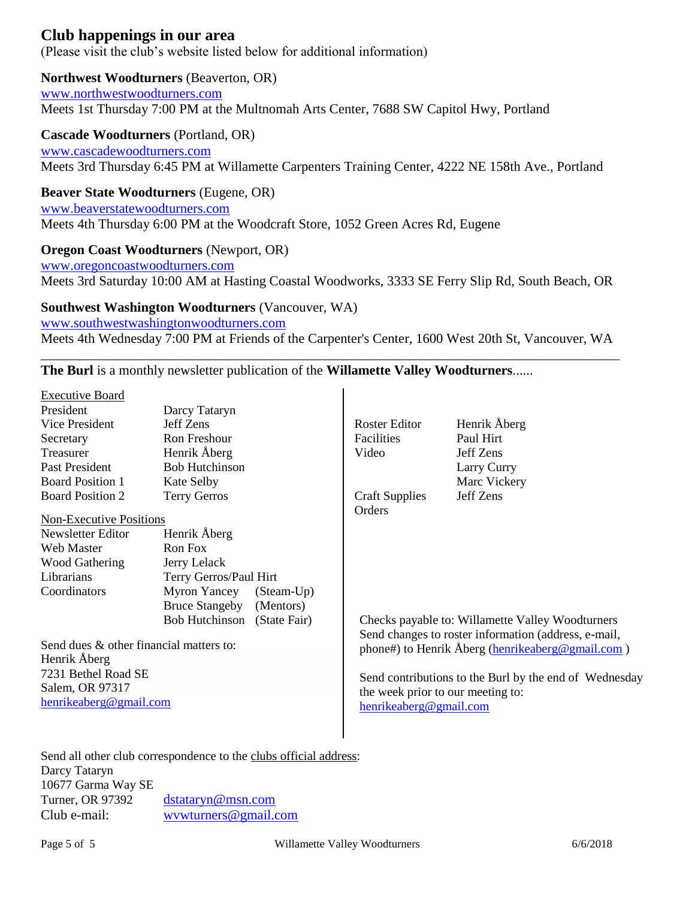## Club happenings in our area

(Please visit the club's website listed below for additional information)

**Northwest Woodturners** (Beaverton, OR)
www.northwestwoodturners.com
Meets 1st Thursday 7:00 PM at the Multnomah Arts Center, 7688 SW Capitol Hwy, Portland

**Cascade Woodturners** (Portland, OR)
www.cascadewoodturners.com
Meets 3rd Thursday 6:45 PM at Willamette Carpenters Training Center, 4222 NE 158th Ave., Portland

**Beaver State Woodturners** (Eugene, OR)
www.beaverstatewoodturners.com
Meets 4th Thursday 6:00 PM at the Woodcraft Store, 1052 Green Acres Rd, Eugene

**Oregon Coast Woodturners** (Newport, OR)
www.oregoncoastwoodturners.com
Meets 3rd Saturday 10:00 AM at Hasting Coastal Woodworks, 3333 SE Ferry Slip Rd, South Beach, OR

**Southwest Washington Woodturners** (Vancouver, WA)
www.southwestwashingtonwoodturners.com
Meets 4th Wednesday 7:00 PM at Friends of the Carpenter's Center, 1600 West 20th St, Vancouver, WA

---

**The Burl** is a monthly newsletter publication of the **Willamette Valley Woodturners**......

Executive Board

| | |
|---|---|
| President | Darcy Tataryn |
| Vice President | Jeff Zens |
| Secretary | Ron Freshour |
| Treasurer | Henrik Åberg |
| Past President | Bob Hutchinson |
| Board Position 1 | Kate Selby |
| Board Position 2 | Terry Gerros |

Non-Executive Positions

| | | |
|---|---|---|
| Newsletter Editor | Henrik Åberg | |
| Web Master | Ron Fox | |
| Wood Gathering | Jerry Lelack | |
| Librarians | Terry Gerros/Paul Hirt | |
| Coordinators | Myron Yancey | (Steam-Up) |
| | Bruce Stangeby | (Mentors) |
| | Bob Hutchinson | (State Fair) |
| Roster Editor | Henrik Åberg | |
| Facilities | Paul Hirt | |
| Video | Jeff Zens | |
| | Larry Curry | |
| | Marc Vickery | |
| Craft Supplies Orders | Jeff Zens | |

Send dues & other financial matters to:
Henrik Åberg
7231 Bethel Road SE
Salem, OR 97317
henrikeaberg@gmail.com

Checks payable to: Willamette Valley Woodturners
Send changes to roster information (address, e-mail, phone#) to Henrik Åberg (henrikeaberg@gmail.com )

Send contributions to the Burl by the end of Wednesday the week prior to our meeting to:
henrikeaberg@gmail.com

Send all other club correspondence to the clubs official address:
Darcy Tataryn
10677 Garma Way SE
Turner, OR 97392 dstataryn@msn.com
Club e-mail: wvwturners@gmail.com